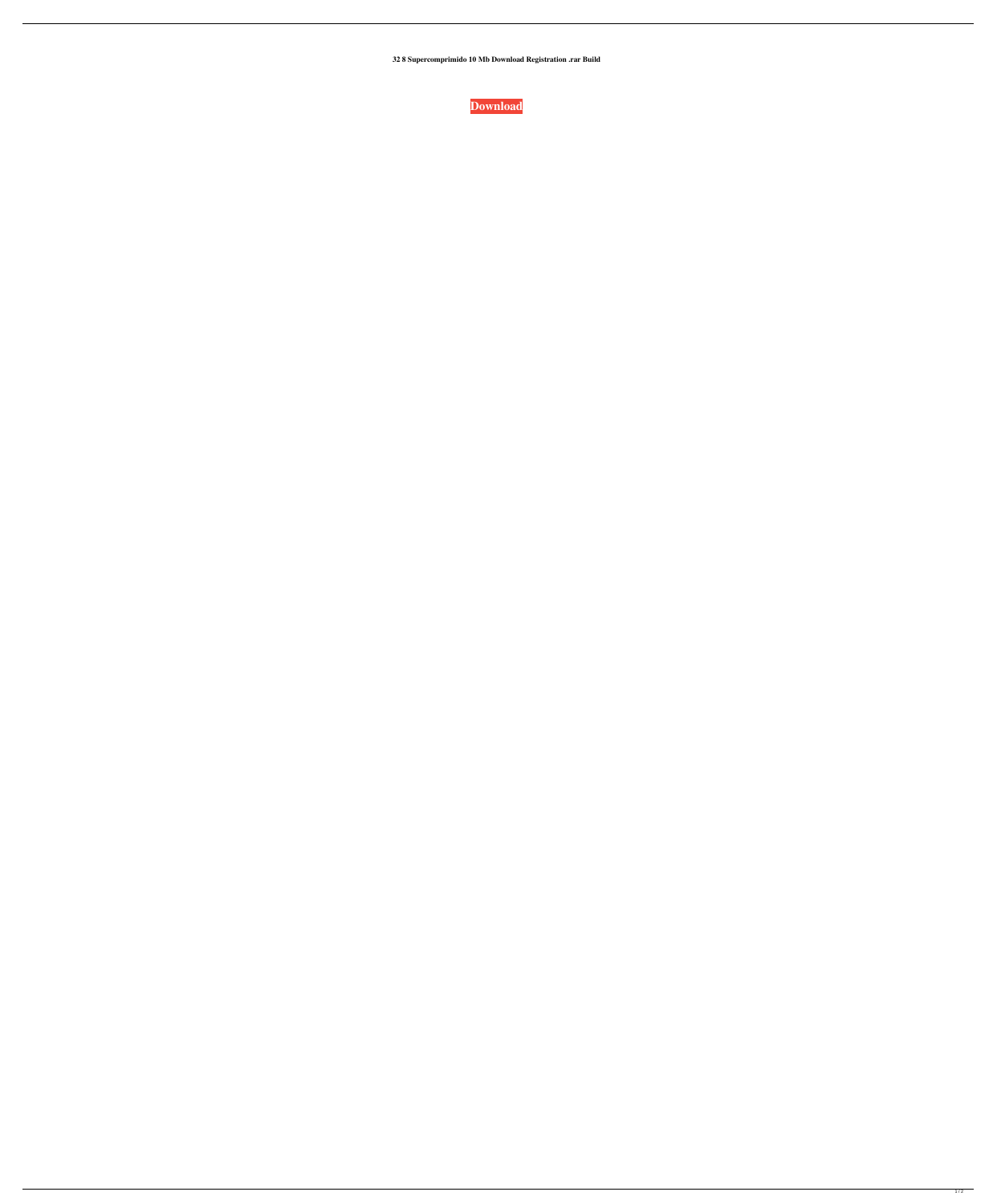**32 8 Supercomprimido 10 Mb Download Registration .rar Build**

**Download**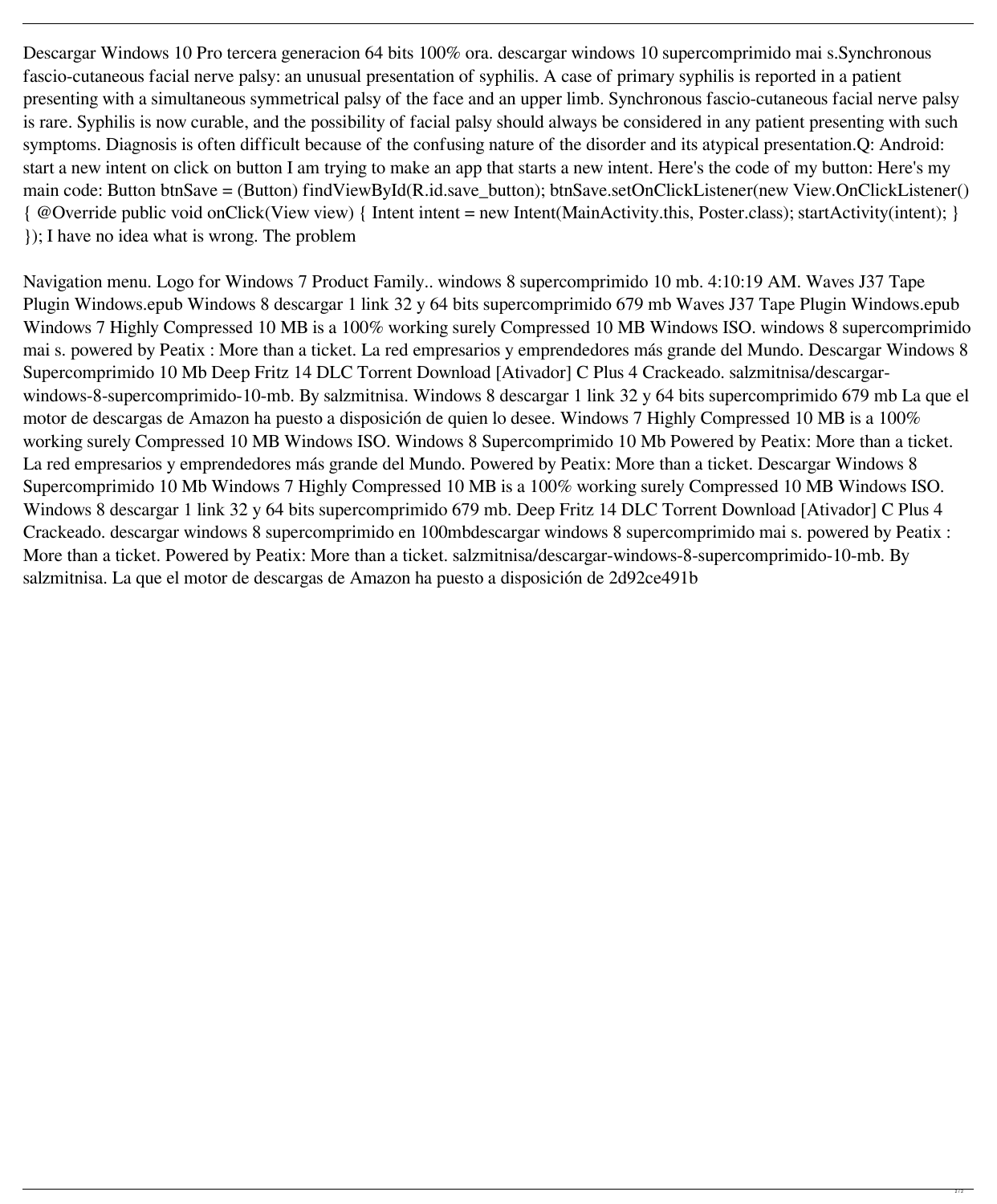Descargar Windows 10 Pro tercera generacion 64 bits 100% ora. descargar windows 10 supercomprimido mai s.Synchronous fascio-cutaneous facial nerve palsy: an unusual presentation of syphilis. A case of primary syphilis is reported in a patient presenting with a simultaneous symmetrical palsy of the face and an upper limb. Synchronous fascio-cutaneous facial nerve palsy is rare. Syphilis is now curable, and the possibility of facial palsy should always be considered in any patient presenting with such symptoms. Diagnosis is often difficult because of the confusing nature of the disorder and its atypical presentation.Q: Android: start a new intent on click on button I am trying to make an app that starts a new intent. Here's the code of my button: Here's my main code: Button btnSave = (Button) findViewById(R.id.save_button); btnSave.setOnClickListener(new View.OnClickListener() { @Override public void onClick(View view) { Intent intent = new Intent(MainActivity.this, Poster.class); startActivity(intent); } }); I have no idea what is wrong. The problem

Navigation menu. Logo for Windows 7 Product Family.. windows 8 supercomprimido 10 mb. 4:10:19 AM. Waves J37 Tape Plugin Windows.epub Windows 8 descargar 1 link 32 y 64 bits supercomprimido 679 mb Waves J37 Tape Plugin Windows.epub Windows 7 Highly Compressed 10 MB is a 100% working surely Compressed 10 MB Windows ISO. windows 8 supercomprimido mai s. powered by Peatix : More than a ticket. La red empresarios y emprendedores más grande del Mundo. Descargar Windows 8 Supercomprimido 10 Mb Deep Fritz 14 DLC Torrent Download [Ativador] C Plus 4 Crackeado. salzmitnisa/descargar-windows-8-supercomprimido-10-mb. By salzmitnisa. Windows 8 descargar 1 link 32 y 64 bits supercomprimido 679 mb La que el motor de descargas de Amazon ha puesto a disposición de quien lo desee. Windows 7 Highly Compressed 10 MB is a 100% working surely Compressed 10 MB Windows ISO. Windows 8 Supercomprimido 10 Mb Powered by Peatix: More than a ticket. La red empresarios y emprendedores más grande del Mundo. Powered by Peatix: More than a ticket. Descargar Windows 8 Supercomprimido 10 Mb Windows 7 Highly Compressed 10 MB is a 100% working surely Compressed 10 MB Windows ISO. Windows 8 descargar 1 link 32 y 64 bits supercomprimido 679 mb. Deep Fritz 14 DLC Torrent Download [Ativador] C Plus 4 Crackeado. descargar windows 8 supercomprimido en 100mbdescargar windows 8 supercomprimido mai s. powered by Peatix : More than a ticket. Powered by Peatix: More than a ticket. salzmitnisa/descargar-windows-8-supercomprimido-10-mb. By salzmitnisa. La que el motor de descargas de Amazon ha puesto a disposición de 2d92ce491b